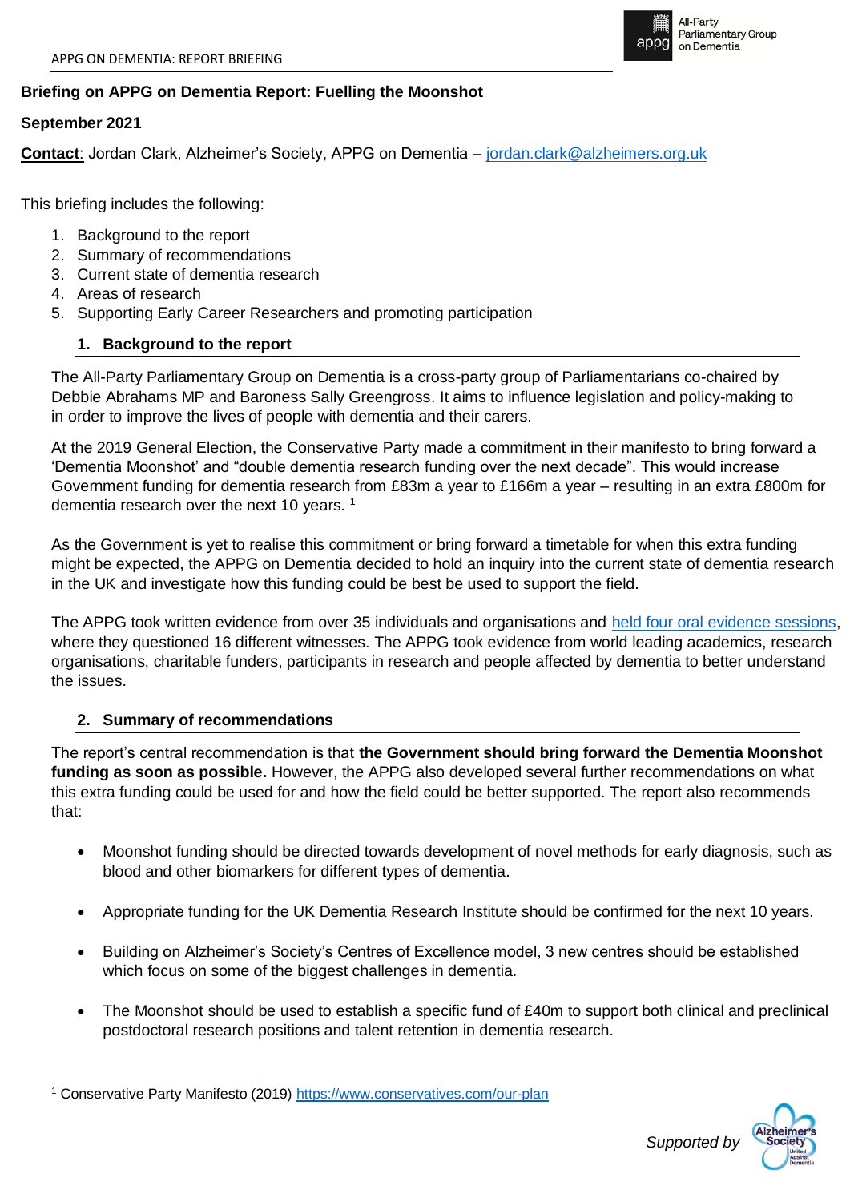**Briefing on APPG on Dementia Report: Fuelling the Moonshot**

**September 2021**

**Contact**: Jordan Clark, Alzheimer's Society, APPG on Dementia – jordan.clark@alzheimers.org.uk

This briefing includes the following:

1. Background to the report
2. Summary of recommendations
3. Current state of dementia research
4. Areas of research
5. Supporting Early Career Researchers and promoting participation

## 1. Background to the report

The All-Party Parliamentary Group on Dementia is a cross-party group of Parliamentarians co-chaired by Debbie Abrahams MP and Baroness Sally Greengross. It aims to influence legislation and policy-making to in order to improve the lives of people with dementia and their carers.

At the 2019 General Election, the Conservative Party made a commitment in their manifesto to bring forward a 'Dementia Moonshot' and "double dementia research funding over the next decade". This would increase Government funding for dementia research from £83m a year to £166m a year – resulting in an extra £800m for dementia research over the next 10 years. [1]

As the Government is yet to realise this commitment or bring forward a timetable for when this extra funding might be expected, the APPG on Dementia decided to hold an inquiry into the current state of dementia research in the UK and investigate how this funding could be best be used to support the field.

The APPG took written evidence from over 35 individuals and organisations and held four oral evidence sessions, where they questioned 16 different witnesses. The APPG took evidence from world leading academics, research organisations, charitable funders, participants in research and people affected by dementia to better understand the issues.

## 2. Summary of recommendations

The report's central recommendation is that **the Government should bring forward the Dementia Moonshot funding as soon as possible.** However, the APPG also developed several further recommendations on what this extra funding could be used for and how the field could be better supported. The report also recommends that:

- Moonshot funding should be directed towards development of novel methods for early diagnosis, such as blood and other biomarkers for different types of dementia.
- Appropriate funding for the UK Dementia Research Institute should be confirmed for the next 10 years.
- Building on Alzheimer's Society's Centres of Excellence model, 3 new centres should be established which focus on some of the biggest challenges in dementia.
- The Moonshot should be used to establish a specific fund of £40m to support both clinical and preclinical postdoctoral research positions and talent retention in dementia research.

[1] Conservative Party Manifesto (2019) https://www.conservatives.com/our-plan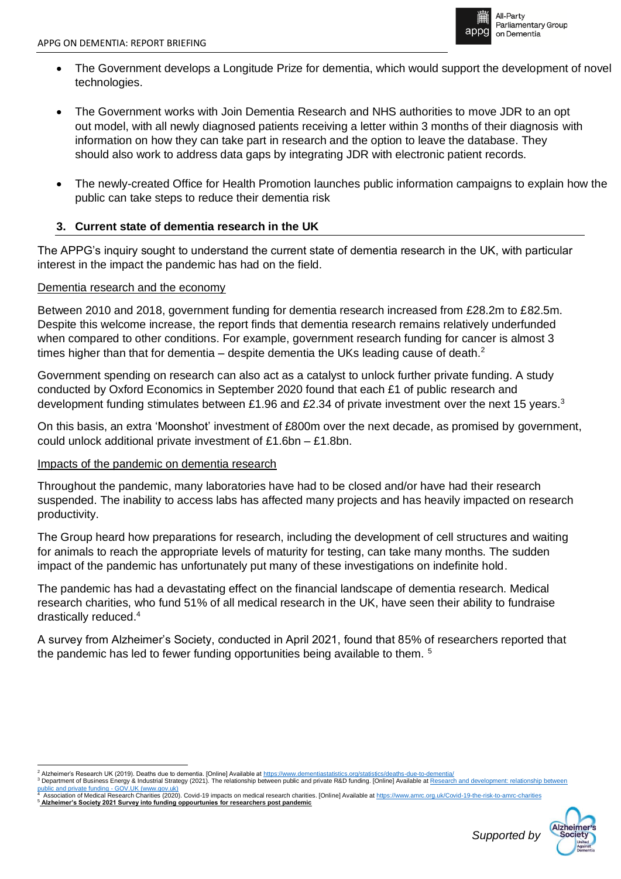- The Government develops a Longitude Prize for dementia, which would support the development of novel technologies.

- The Government works with Join Dementia Research and NHS authorities to move JDR to an opt out model, with all newly diagnosed patients receiving a letter within 3 months of their diagnosis with information on how they can take part in research and the option to leave the database. They should also work to address data gaps by integrating JDR with electronic patient records.

- The newly-created Office for Health Promotion launches public information campaigns to explain how the public can take steps to reduce their dementia risk

## 3. Current state of dementia research in the UK

The APPG's inquiry sought to understand the current state of dementia research in the UK, with particular interest in the impact the pandemic has had on the field.

Dementia research and the economy

Between 2010 and 2018, government funding for dementia research increased from £28.2m to £82.5m. Despite this welcome increase, the report finds that dementia research remains relatively underfunded when compared to other conditions. For example, government research funding for cancer is almost 3 times higher than that for dementia – despite dementia the UKs leading cause of death.[2]

Government spending on research can also act as a catalyst to unlock further private funding. A study conducted by Oxford Economics in September 2020 found that each £1 of public research and development funding stimulates between £1.96 and £2.34 of private investment over the next 15 years.[3]

On this basis, an extra 'Moonshot' investment of £800m over the next decade, as promised by government, could unlock additional private investment of £1.6bn – £1.8bn.

Impacts of the pandemic on dementia research

Throughout the pandemic, many laboratories have had to be closed and/or have had their research suspended. The inability to access labs has affected many projects and has heavily impacted on research productivity.

The Group heard how preparations for research, including the development of cell structures and waiting for animals to reach the appropriate levels of maturity for testing, can take many months. The sudden impact of the pandemic has unfortunately put many of these investigations on indefinite hold.

The pandemic has had a devastating effect on the financial landscape of dementia research. Medical research charities, who fund 51% of all medical research in the UK, have seen their ability to fundraise drastically reduced.[4]

A survey from Alzheimer's Society, conducted in April 2021, found that 85% of researchers reported that the pandemic has led to fewer funding opportunities being available to them. [5]

---

[2] Alzheimer's Research UK (2019). Deaths due to dementia. [Online] Available at https://www.dementiastatistics.org/statistics/deaths-due-to-dementia/

[3] Department of Business Energy & Industrial Strategy (2021). The relationship between public and private R&D funding. [Online] Available at Research and development: relationship between public and private funding - GOV.UK (www.gov.uk)

[4] Association of Medical Research Charities (2020). Covid-19 impacts on medical research charities. [Online] Available at https://www.amrc.org.uk/Covid-19-the-risk-to-amrc-charities

[5] **Alzheimer's Society 2021 Survey into funding oppoortunies for researchers post pandemic**

*Supported by* Alzheimer's Society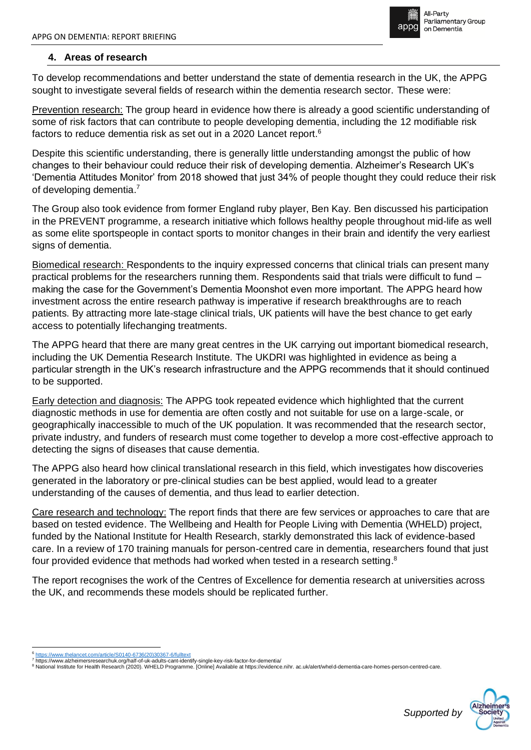## 4. Areas of research

To develop recommendations and better understand the state of dementia research in the UK, the APPG sought to investigate several fields of research within the dementia research sector. These were:

Prevention research: The group heard in evidence how there is already a good scientific understanding of some of risk factors that can contribute to people developing dementia, including the 12 modifiable risk factors to reduce dementia risk as set out in a 2020 Lancet report.[6]

Despite this scientific understanding, there is generally little understanding amongst the public of how changes to their behaviour could reduce their risk of developing dementia. Alzheimer's Research UK's 'Dementia Attitudes Monitor' from 2018 showed that just 34% of people thought they could reduce their risk of developing dementia.[7]

The Group also took evidence from former England ruby player, Ben Kay. Ben discussed his participation in the PREVENT programme, a research initiative which follows healthy people throughout mid-life as well as some elite sportspeople in contact sports to monitor changes in their brain and identify the very earliest signs of dementia.

Biomedical research: Respondents to the inquiry expressed concerns that clinical trials can present many practical problems for the researchers running them. Respondents said that trials were difficult to fund – making the case for the Government's Dementia Moonshot even more important. The APPG heard how investment across the entire research pathway is imperative if research breakthroughs are to reach patients. By attracting more late-stage clinical trials, UK patients will have the best chance to get early access to potentially lifechanging treatments.

The APPG heard that there are many great centres in the UK carrying out important biomedical research, including the UK Dementia Research Institute. The UKDRI was highlighted in evidence as being a particular strength in the UK's research infrastructure and the APPG recommends that it should continued to be supported.

Early detection and diagnosis: The APPG took repeated evidence which highlighted that the current diagnostic methods in use for dementia are often costly and not suitable for use on a large-scale, or geographically inaccessible to much of the UK population. It was recommended that the research sector, private industry, and funders of research must come together to develop a more cost-effective approach to detecting the signs of diseases that cause dementia.

The APPG also heard how clinical translational research in this field, which investigates how discoveries generated in the laboratory or pre-clinical studies can be best applied, would lead to a greater understanding of the causes of dementia, and thus lead to earlier detection.

Care research and technology: The report finds that there are few services or approaches to care that are based on tested evidence. The Wellbeing and Health for People Living with Dementia (WHELD) project, funded by the National Institute for Health Research, starkly demonstrated this lack of evidence-based care. In a review of 170 training manuals for person-centred care in dementia, researchers found that just four provided evidence that methods had worked when tested in a research setting.[8]

The report recognises the work of the Centres of Excellence for dementia research at universities across the UK, and recommends these models should be replicated further.

---

[6] https://www.thelancet.com/article/S0140-6736(20)30367-6/fulltext

[7] https://www.alzheimersresearchuk.org/half-of-uk-adults-cant-identify-single-key-risk-factor-for-dementia/

[8] National Institute for Health Research (2020). WHELD Programme. [Online] Available at https://evidence.nihr. ac.uk/alert/wheld-dementia-care-homes-person-centred-care.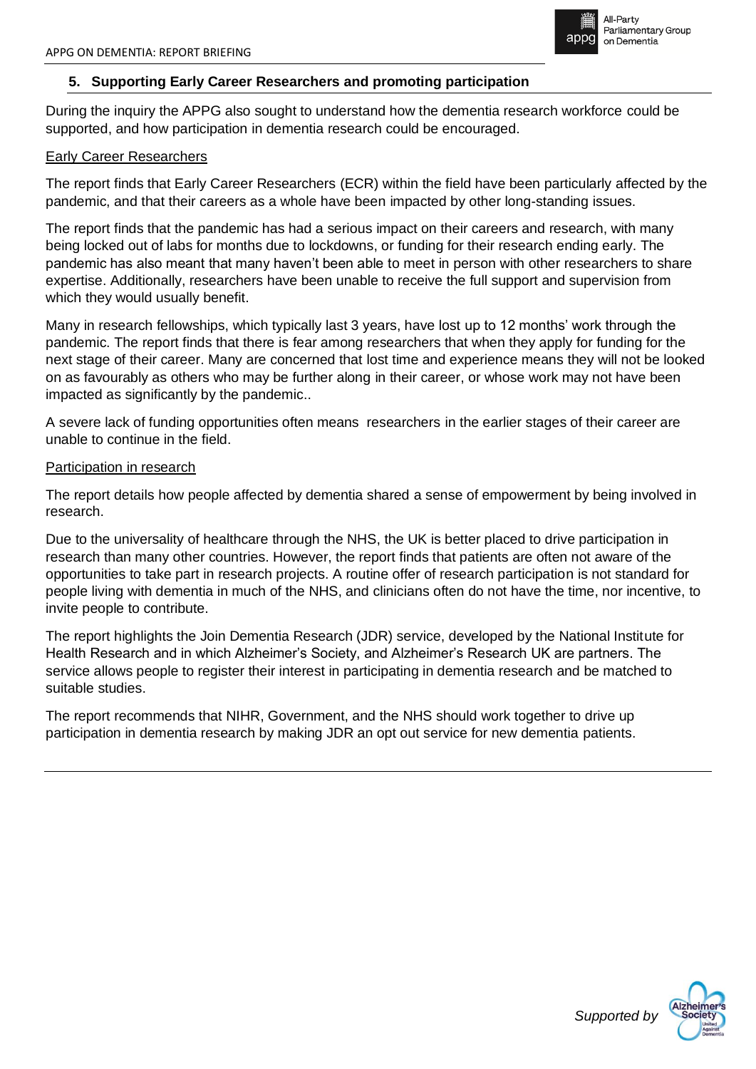## 5. Supporting Early Career Researchers and promoting participation

During the inquiry the APPG also sought to understand how the dementia research workforce could be supported, and how participation in dementia research could be encouraged.

### Early Career Researchers

The report finds that Early Career Researchers (ECR) within the field have been particularly affected by the pandemic, and that their careers as a whole have been impacted by other long-standing issues.

The report finds that the pandemic has had a serious impact on their careers and research, with many being locked out of labs for months due to lockdowns, or funding for their research ending early. The pandemic has also meant that many haven't been able to meet in person with other researchers to share expertise. Additionally, researchers have been unable to receive the full support and supervision from which they would usually benefit.

Many in research fellowships, which typically last 3 years, have lost up to 12 months' work through the pandemic. The report finds that there is fear among researchers that when they apply for funding for the next stage of their career. Many are concerned that lost time and experience means they will not be looked on as favourably as others who may be further along in their career, or whose work may not have been impacted as significantly by the pandemic..

A severe lack of funding opportunities often means researchers in the earlier stages of their career are unable to continue in the field.

### Participation in research

The report details how people affected by dementia shared a sense of empowerment by being involved in research.

Due to the universality of healthcare through the NHS, the UK is better placed to drive participation in research than many other countries. However, the report finds that patients are often not aware of the opportunities to take part in research projects. A routine offer of research participation is not standard for people living with dementia in much of the NHS, and clinicians often do not have the time, nor incentive, to invite people to contribute.

The report highlights the Join Dementia Research (JDR) service, developed by the National Institute for Health Research and in which Alzheimer's Society, and Alzheimer's Research UK are partners. The service allows people to register their interest in participating in dementia research and be matched to suitable studies.

The report recommends that NIHR, Government, and the NHS should work together to drive up participation in dementia research by making JDR an opt out service for new dementia patients.